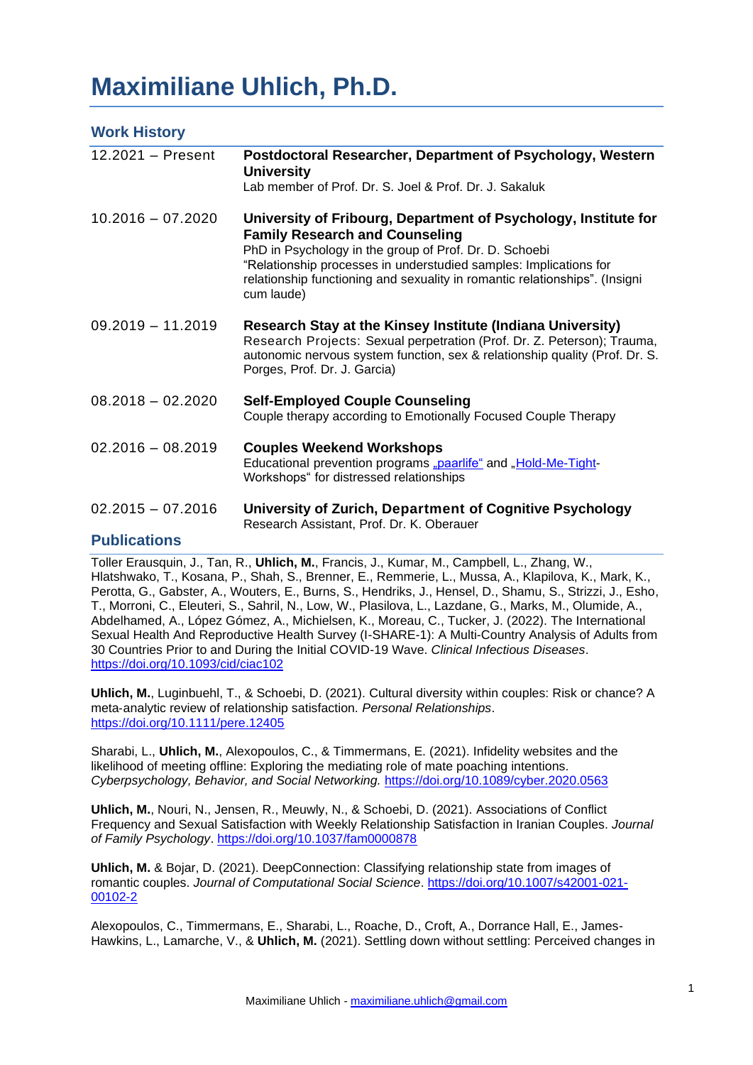# Maximiliane Uhlich, Ph.D.

## Work History

| | |
|---|---|
| 12.2021 – Present | **Postdoctoral Researcher, Department of Psychology, Western University**<br>Lab member of Prof. Dr. S. Joel & Prof. Dr. J. Sakaluk |
| 10.2016 – 07.2020 | **University of Fribourg, Department of Psychology, Institute for Family Research and Counseling**<br>PhD in Psychology in the group of Prof. Dr. D. Schoebi<br>"Relationship processes in understudied samples: Implications for relationship functioning and sexuality in romantic relationships". (Insigni cum laude) |
| 09.2019 – 11.2019 | **Research Stay at the Kinsey Institute (Indiana University)**<br>Research Projects: Sexual perpetration (Prof. Dr. Z. Peterson); Trauma, autonomic nervous system function, sex & relationship quality (Prof. Dr. S. Porges, Prof. Dr. J. Garcia) |
| 08.2018 – 02.2020 | **Self-Employed Couple Counseling**<br>Couple therapy according to Emotionally Focused Couple Therapy |
| 02.2016 – 08.2019 | **Couples Weekend Workshops**<br>Educational prevention programs „paarlife" and „Hold-Me-Tight-Workshops" for distressed relationships |
| 02.2015 – 07.2016 | **University of Zurich, Department of Cognitive Psychology**<br>Research Assistant, Prof. Dr. K. Oberauer |

## Publications

Toller Erausquin, J., Tan, R., **Uhlich, M.**, Francis, J., Kumar, M., Campbell, L., Zhang, W., Hlatshwako, T., Kosana, P., Shah, S., Brenner, E., Remmerie, L., Mussa, A., Klapilova, K., Mark, K., Perotta, G., Gabster, A., Wouters, E., Burns, S., Hendriks, J., Hensel, D., Shamu, S., Strizzi, J., Esho, T., Morroni, C., Eleuteri, S., Sahril, N., Low, W., Plasilova, L., Lazdane, G., Marks, M., Olumide, A., Abdelhamed, A., López Gómez, A., Michielsen, K., Moreau, C., Tucker, J. (2022). The International Sexual Health And Reproductive Health Survey (I-SHARE-1): A Multi-Country Analysis of Adults from 30 Countries Prior to and During the Initial COVID-19 Wave. *Clinical Infectious Diseases*. https://doi.org/10.1093/cid/ciac102

**Uhlich, M.**, Luginbuehl, T., & Schoebi, D. (2021). Cultural diversity within couples: Risk or chance? A meta-analytic review of relationship satisfaction. *Personal Relationships*. https://doi.org/10.1111/pere.12405

Sharabi, L., **Uhlich, M.**, Alexopoulos, C., & Timmermans, E. (2021). Infidelity websites and the likelihood of meeting offline: Exploring the mediating role of mate poaching intentions. *Cyberpsychology, Behavior, and Social Networking.* https://doi.org/10.1089/cyber.2020.0563

**Uhlich, M.**, Nouri, N., Jensen, R., Meuwly, N., & Schoebi, D. (2021). Associations of Conflict Frequency and Sexual Satisfaction with Weekly Relationship Satisfaction in Iranian Couples. *Journal of Family Psychology*. https://doi.org/10.1037/fam0000878

**Uhlich, M.** & Bojar, D. (2021). DeepConnection: Classifying relationship state from images of romantic couples. *Journal of Computational Social Science*. https://doi.org/10.1007/s42001-021-00102-2

Alexopoulos, C., Timmermans, E., Sharabi, L., Roache, D., Croft, A., Dorrance Hall, E., James-Hawkins, L., Lamarche, V., & **Uhlich, M.** (2021). Settling down without settling: Perceived changes in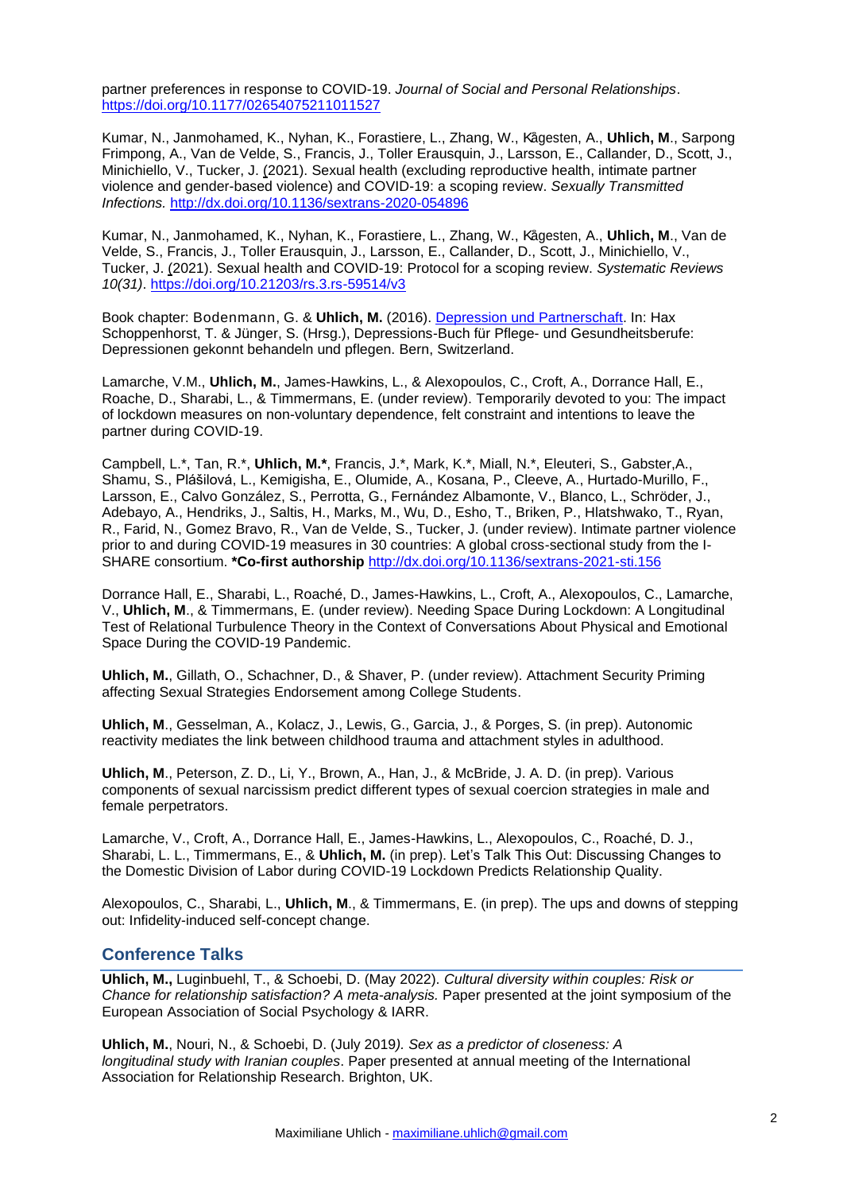partner preferences in response to COVID-19. *Journal of Social and Personal Relationships*. https://doi.org/10.1177/02654075211011527

Kumar, N., Janmohamed, K., Nyhan, K., Forastiere, L., Zhang, W., Kågesten, A., **Uhlich, M**., Sarpong Frimpong, A., Van de Velde, S., Francis, J., Toller Erausquin, J., Larsson, E., Callander, D., Scott, J., Minichiello, V., Tucker, J. (2021). Sexual health (excluding reproductive health, intimate partner violence and gender-based violence) and COVID-19: a scoping review. *Sexually Transmitted Infections.* http://dx.doi.org/10.1136/sextrans-2020-054896

Kumar, N., Janmohamed, K., Nyhan, K., Forastiere, L., Zhang, W., Kågesten, A., **Uhlich, M**., Van de Velde, S., Francis, J., Toller Erausquin, J., Larsson, E., Callander, D., Scott, J., Minichiello, V., Tucker, J. (2021). Sexual health and COVID-19: Protocol for a scoping review. *Systematic Reviews 10(31)*. https://doi.org/10.21203/rs.3.rs-59514/v3

Book chapter: Bodenmann, G. & **Uhlich, M.** (2016). Depression und Partnerschaft. In: Hax Schoppenhorst, T. & Jünger, S. (Hrsg.), Depressions-Buch für Pflege- und Gesundheitsberufe: Depressionen gekonnt behandeln und pflegen. Bern, Switzerland.

Lamarche, V.M., **Uhlich, M.**, James-Hawkins, L., & Alexopoulos, C., Croft, A., Dorrance Hall, E., Roache, D., Sharabi, L., & Timmermans, E. (under review). Temporarily devoted to you: The impact of lockdown measures on non-voluntary dependence, felt constraint and intentions to leave the partner during COVID-19.

Campbell, L.*, Tan, R.*, **Uhlich, M.***, Francis, J.*, Mark, K.*, Miall, N.*, Eleuteri, S., Gabster,A., Shamu, S., Plášilová, L., Kemigisha, E., Olumide, A., Kosana, P., Cleeve, A., Hurtado-Murillo, F., Larsson, E., Calvo González, S., Perrotta, G., Fernández Albamonte, V., Blanco, L., Schröder, J., Adebayo, A., Hendriks, J., Saltis, H., Marks, M., Wu, D., Esho, T., Briken, P., Hlatshwako, T., Ryan, R., Farid, N., Gomez Bravo, R., Van de Velde, S., Tucker, J. (under review). Intimate partner violence prior to and during COVID-19 measures in 30 countries: A global cross-sectional study from the I-SHARE consortium. ***Co-first authorship** http://dx.doi.org/10.1136/sextrans-2021-sti.156

Dorrance Hall, E., Sharabi, L., Roaché, D., James-Hawkins, L., Croft, A., Alexopoulos, C., Lamarche, V., **Uhlich, M**., & Timmermans, E. (under review). Needing Space During Lockdown: A Longitudinal Test of Relational Turbulence Theory in the Context of Conversations About Physical and Emotional Space During the COVID-19 Pandemic.

**Uhlich, M.**, Gillath, O., Schachner, D., & Shaver, P. (under review). Attachment Security Priming affecting Sexual Strategies Endorsement among College Students.

**Uhlich, M**., Gesselman, A., Kolacz, J., Lewis, G., Garcia, J., & Porges, S. (in prep). Autonomic reactivity mediates the link between childhood trauma and attachment styles in adulthood.

**Uhlich, M**., Peterson, Z. D., Li, Y., Brown, A., Han, J., & McBride, J. A. D. (in prep). Various components of sexual narcissism predict different types of sexual coercion strategies in male and female perpetrators.

Lamarche, V., Croft, A., Dorrance Hall, E., James-Hawkins, L., Alexopoulos, C., Roaché, D. J., Sharabi, L. L., Timmermans, E., & **Uhlich, M.** (in prep). Let's Talk This Out: Discussing Changes to the Domestic Division of Labor during COVID-19 Lockdown Predicts Relationship Quality.

Alexopoulos, C., Sharabi, L., **Uhlich, M**., & Timmermans, E. (in prep). The ups and downs of stepping out: Infidelity-induced self-concept change.

## Conference Talks

**Uhlich, M.,** Luginbuehl, T., & Schoebi, D. (May 2022). *Cultural diversity within couples: Risk or Chance for relationship satisfaction? A meta-analysis.* Paper presented at the joint symposium of the European Association of Social Psychology & IARR.

**Uhlich, M.**, Nouri, N., & Schoebi, D. (July 2019*). Sex as a predictor of closeness: A longitudinal study with Iranian couples*. Paper presented at annual meeting of the International Association for Relationship Research. Brighton, UK.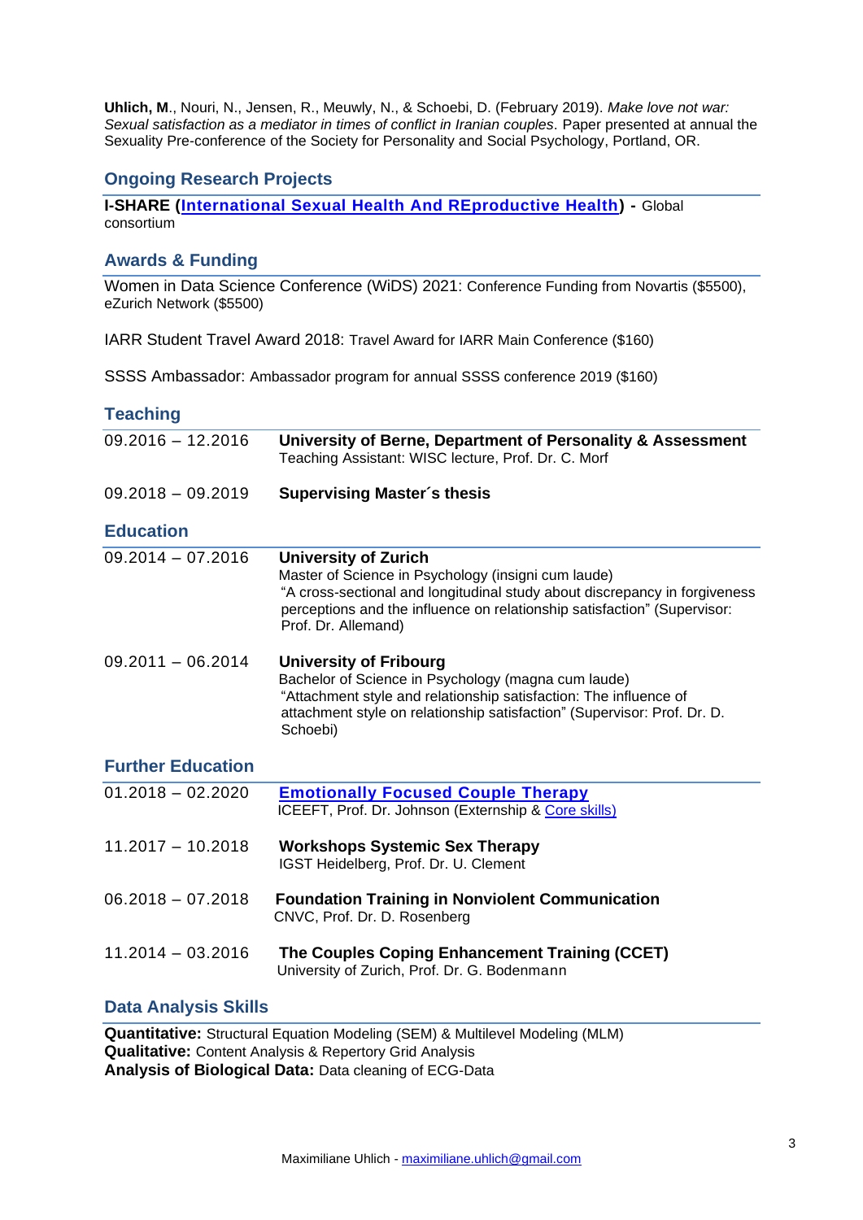**Uhlich, M**., Nouri, N., Jensen, R., Meuwly, N., & Schoebi, D. (February 2019). *Make love not war: Sexual satisfaction as a mediator in times of conflict in Iranian couples*. Paper presented at annual the Sexuality Pre-conference of the Society for Personality and Social Psychology, Portland, OR.

## Ongoing Research Projects

**I-SHARE (International Sexual Health And REproductive Health) -** Global consortium

## Awards & Funding

Women in Data Science Conference (WiDS) 2021: Conference Funding from Novartis ($5500), eZurich Network ($5500)

IARR Student Travel Award 2018: Travel Award for IARR Main Conference ($160)

SSSS Ambassador: Ambassador program for annual SSSS conference 2019 ($160)

## Teaching

09.2016 – 12.2016 **University of Berne, Department of Personality & Assessment**
Teaching Assistant: WISC lecture, Prof. Dr. C. Morf

09.2018 – 09.2019 **Supervising Master´s thesis**

## Education

09.2014 – 07.2016 **University of Zurich**
Master of Science in Psychology (insigni cum laude)
"A cross-sectional and longitudinal study about discrepancy in forgiveness perceptions and the influence on relationship satisfaction" (Supervisor: Prof. Dr. Allemand)

09.2011 – 06.2014 **University of Fribourg**
Bachelor of Science in Psychology (magna cum laude)
"Attachment style and relationship satisfaction: The influence of attachment style on relationship satisfaction" (Supervisor: Prof. Dr. D. Schoebi)

## Further Education

01.2018 – 02.2020 **Emotionally Focused Couple Therapy**
ICEEFT, Prof. Dr. Johnson (Externship & Core skills)

11.2017 – 10.2018 **Workshops Systemic Sex Therapy**
IGST Heidelberg, Prof. Dr. U. Clement

06.2018 – 07.2018 **Foundation Training in Nonviolent Communication**
CNVC, Prof. Dr. D. Rosenberg

11.2014 – 03.2016 **The Couples Coping Enhancement Training (CCET)**
University of Zurich, Prof. Dr. G. Bodenmann

## Data Analysis Skills

**Quantitative:** Structural Equation Modeling (SEM) & Multilevel Modeling (MLM)
**Qualitative:** Content Analysis & Repertory Grid Analysis
**Analysis of Biological Data:** Data cleaning of ECG-Data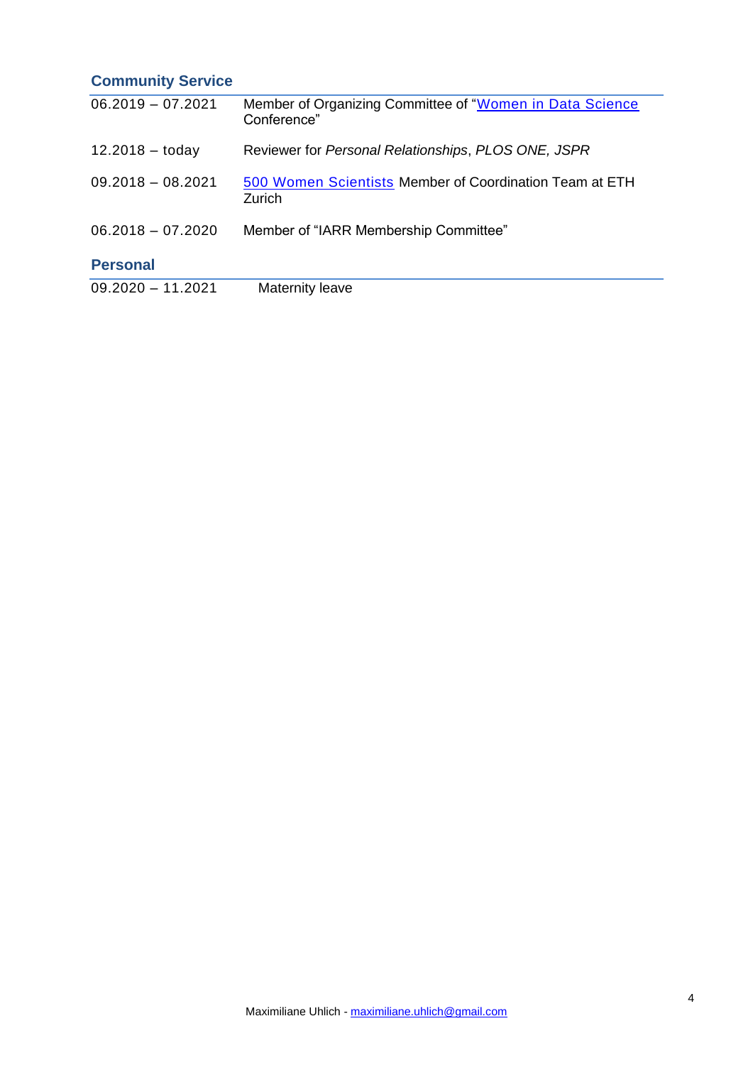## Community Service

| | |
|---|---|
| 06.2019 – 07.2021 | Member of Organizing Committee of "Women in Data Science Conference" |
| 12.2018 – today | Reviewer for *Personal Relationships*, *PLOS ONE, JSPR* |
| 09.2018 – 08.2021 | 500 Women Scientists Member of Coordination Team at ETH Zurich |
| 06.2018 – 07.2020 | Member of "IARR Membership Committee" |

## Personal

| | |
|---|---|
| 09.2020 – 11.2021 | Maternity leave |

Maximiliane Uhlich - maximiliane.uhlich@gmail.com